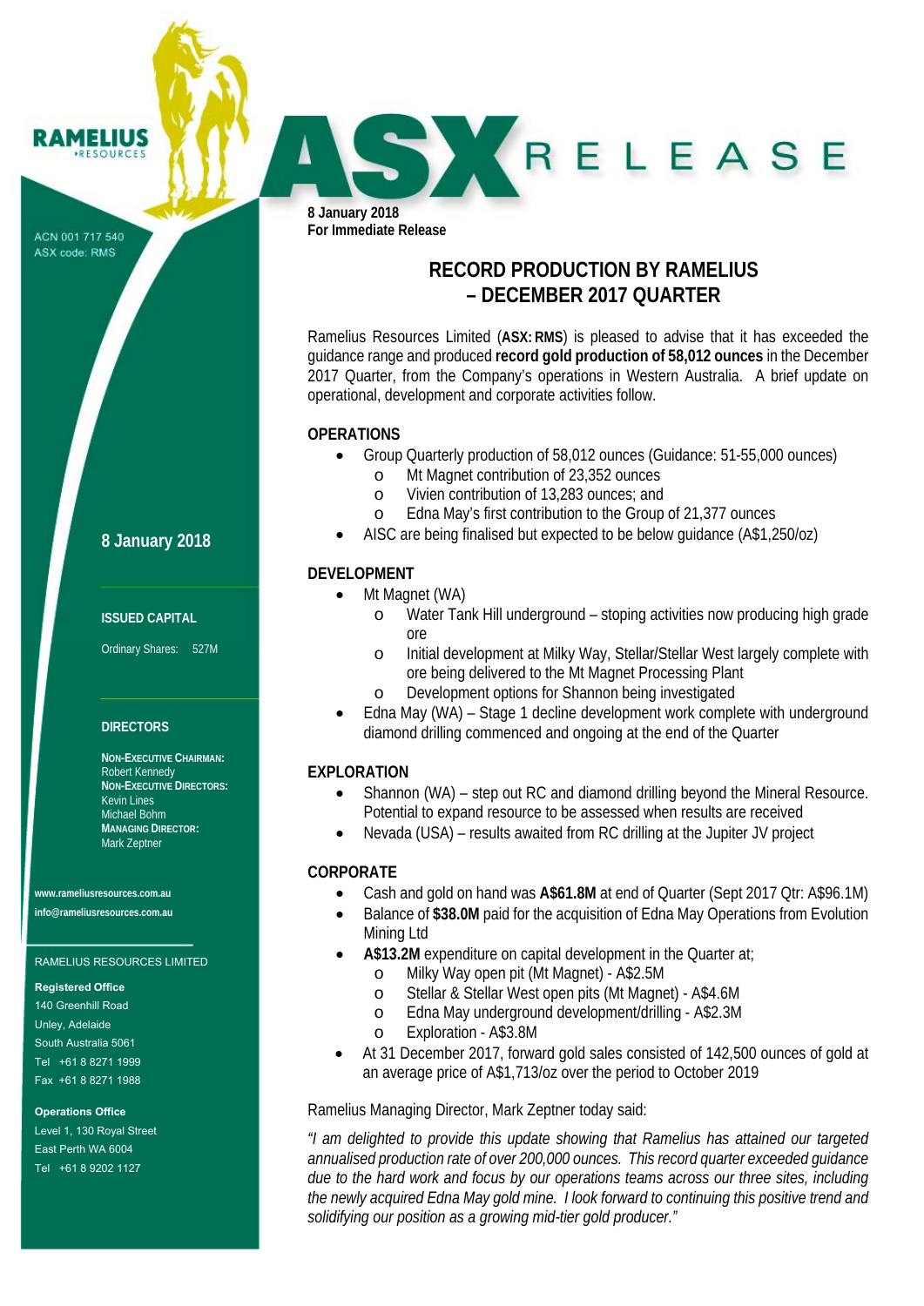RAMELIUS RESOURCES

ACN 001 717 540
ASX code: RMS

# ASX RELEASE

**8 January 2018**
**For Immediate Release**

## RECORD PRODUCTION BY RAMELIUS – DECEMBER 2017 QUARTER

Ramelius Resources Limited (**ASX: RMS**) is pleased to advise that it has exceeded the guidance range and produced **record gold production of 58,012 ounces** in the December 2017 Quarter, from the Company's operations in Western Australia. A brief update on operational, development and corporate activities follow.

### OPERATIONS

- Group Quarterly production of 58,012 ounces (Guidance: 51-55,000 ounces)
  - Mt Magnet contribution of 23,352 ounces
  - Vivien contribution of 13,283 ounces; and
  - Edna May's first contribution to the Group of 21,377 ounces
- AISC are being finalised but expected to be below guidance (A$1,250/oz)

### DEVELOPMENT

- Mt Magnet (WA)
  - Water Tank Hill underground – stoping activities now producing high grade ore
  - Initial development at Milky Way, Stellar/Stellar West largely complete with ore being delivered to the Mt Magnet Processing Plant
  - Development options for Shannon being investigated
- Edna May (WA) – Stage 1 decline development work complete with underground diamond drilling commenced and ongoing at the end of the Quarter

### EXPLORATION

- Shannon (WA) – step out RC and diamond drilling beyond the Mineral Resource. Potential to expand resource to be assessed when results are received
- Nevada (USA) – results awaited from RC drilling at the Jupiter JV project

### CORPORATE

- Cash and gold on hand was **A$61.8M** at end of Quarter (Sept 2017 Qtr: A$96.1M)
- Balance of **$38.0M** paid for the acquisition of Edna May Operations from Evolution Mining Ltd
- **A$13.2M** expenditure on capital development in the Quarter at;
  - Milky Way open pit (Mt Magnet) - A$2.5M
  - Stellar & Stellar West open pits (Mt Magnet) - A$4.6M
  - Edna May underground development/drilling - A$2.3M
  - Exploration - A$3.8M
- At 31 December 2017, forward gold sales consisted of 142,500 ounces of gold at an average price of A$1,713/oz over the period to October 2019

Ramelius Managing Director, Mark Zeptner today said:

*"I am delighted to provide this update showing that Ramelius has attained our targeted annualised production rate of over 200,000 ounces. This record quarter exceeded guidance due to the hard work and focus by our operations teams across our three sites, including the newly acquired Edna May gold mine. I look forward to continuing this positive trend and solidifying our position as a growing mid-tier gold producer."*

---

**8 January 2018**

**ISSUED CAPITAL**

Ordinary Shares: 527M

**DIRECTORS**

**NON-EXECUTIVE CHAIRMAN:**
Robert Kennedy
**NON-EXECUTIVE DIRECTORS:**
Kevin Lines
Michael Bohm
**MANAGING DIRECTOR:**
Mark Zeptner

**www.rameliusresources.com.au**
**info@rameliusresources.com.au**

RAMELIUS RESOURCES LIMITED

**Registered Office**
140 Greenhill Road
Unley, Adelaide
South Australia 5061
Tel +61 8 8271 1999
Fax +61 8 8271 1988

**Operations Office**
Level 1, 130 Royal Street
East Perth WA 6004
Tel +61 8 9202 1127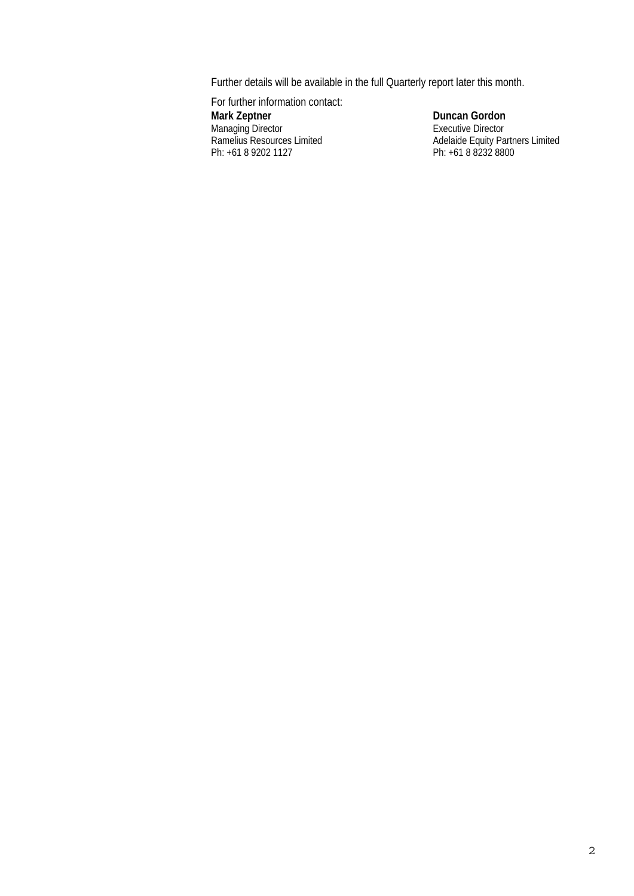Further details will be available in the full Quarterly report later this month.

For further information contact:

**Mark Zeptner**
Managing Director
Ramelius Resources Limited
Ph: +61 8 9202 1127

**Duncan Gordon**
Executive Director
Adelaide Equity Partners Limited
Ph: +61 8 8232 8800